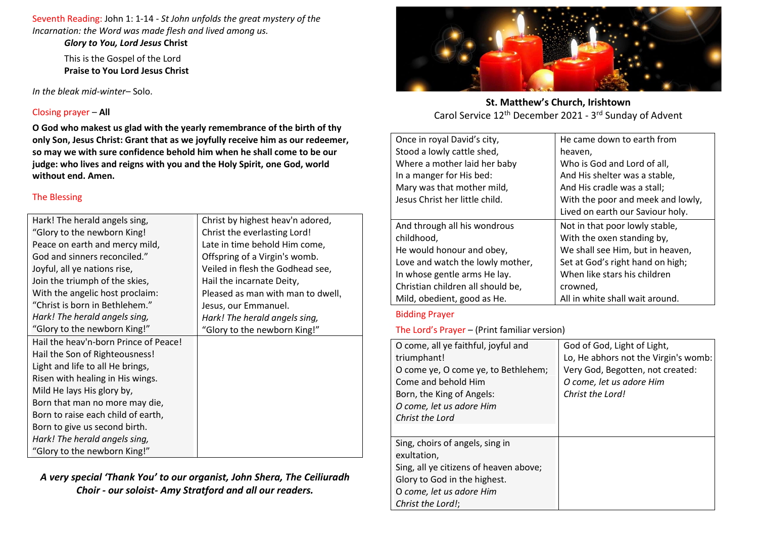Seventh Reading: John 1: 1-14 - *St John unfolds the great mystery of the Incarnation: the Word was made flesh and lived among us.*

***Glory to You, Lord Jesus* Christ**

This is the Gospel of the Lord

**Praise to You Lord Jesus Christ**

*In the bleak mid-winter*– Solo.

Closing prayer – **All**

**O God who makest us glad with the yearly remembrance of the birth of thy only Son, Jesus Christ: Grant that as we joyfully receive him as our redeemer, so may we with sure confidence behold him when he shall come to be our judge: who lives and reigns with you and the Holy Spirit, one God, world without end. Amen.**

The Blessing

| | |
|---|---|
| Hark! The herald angels sing,<br>"Glory to the newborn King!<br>Peace on earth and mercy mild,<br>God and sinners reconciled."<br>Joyful, all ye nations rise,<br>Join the triumph of the skies,<br>With the angelic host proclaim:<br>"Christ is born in Bethlehem."<br>*Hark! The herald angels sing,*<br>"Glory to the newborn King!" | Christ by highest heav'n adored,<br>Christ the everlasting Lord!<br>Late in time behold Him come,<br>Offspring of a Virgin's womb.<br>Veiled in flesh the Godhead see,<br>Hail the incarnate Deity,<br>Pleased as man with man to dwell,<br>Jesus, our Emmanuel.<br>*Hark! The herald angels sing,*<br>"Glory to the newborn King!" |
| Hail the heav'n-born Prince of Peace!<br>Hail the Son of Righteousness!<br>Light and life to all He brings,<br>Risen with healing in His wings.<br>Mild He lays His glory by,<br>Born that man no more may die,<br>Born to raise each child of earth,<br>Born to give us second birth.<br>*Hark! The herald angels sing,*<br>"Glory to the newborn King!" | |

***A very special 'Thank You' to our organist, John Shera, The Ceiliuradh Choir - our soloist- Amy Stratford and all our readers.***

**St. Matthew's Church, Irishtown**

Carol Service 12th December 2021 - 3rd Sunday of Advent

| | |
|---|---|
| Once in royal David's city,<br>Stood a lowly cattle shed,<br>Where a mother laid her baby<br>In a manger for His bed:<br>Mary was that mother mild,<br>Jesus Christ her little child. | He came down to earth from heaven,<br>Who is God and Lord of all,<br>And His shelter was a stable,<br>And His cradle was a stall;<br>With the poor and meek and lowly,<br>Lived on earth our Saviour holy. |
| And through all his wondrous childhood,<br>He would honour and obey,<br>Love and watch the lowly mother,<br>In whose gentle arms He lay.<br>Christian children all should be,<br>Mild, obedient, good as He. | Not in that poor lowly stable,<br>With the oxen standing by,<br>We shall see Him, but in heaven,<br>Set at God's right hand on high;<br>When like stars his children crowned,<br>All in white shall wait around. |

Bidding Prayer

The Lord's Prayer – (Print familiar version)

| | |
|---|---|
| O come, all ye faithful, joyful and triumphant!<br>O come ye, O come ye, to Bethlehem;<br>Come and behold Him<br>Born, the King of Angels:<br>*O come, let us adore Him*<br>*Christ the Lord* | God of God, Light of Light,<br>Lo, He abhors not the Virgin's womb:<br>Very God, Begotten, not created:<br>*O come, let us adore Him*<br>*Christ the Lord!* |
| Sing, choirs of angels, sing in exultation,<br>Sing, all ye citizens of heaven above;<br>Glory to God in the highest.<br>O *come, let us adore Him*<br>*Christ the Lord!*; | |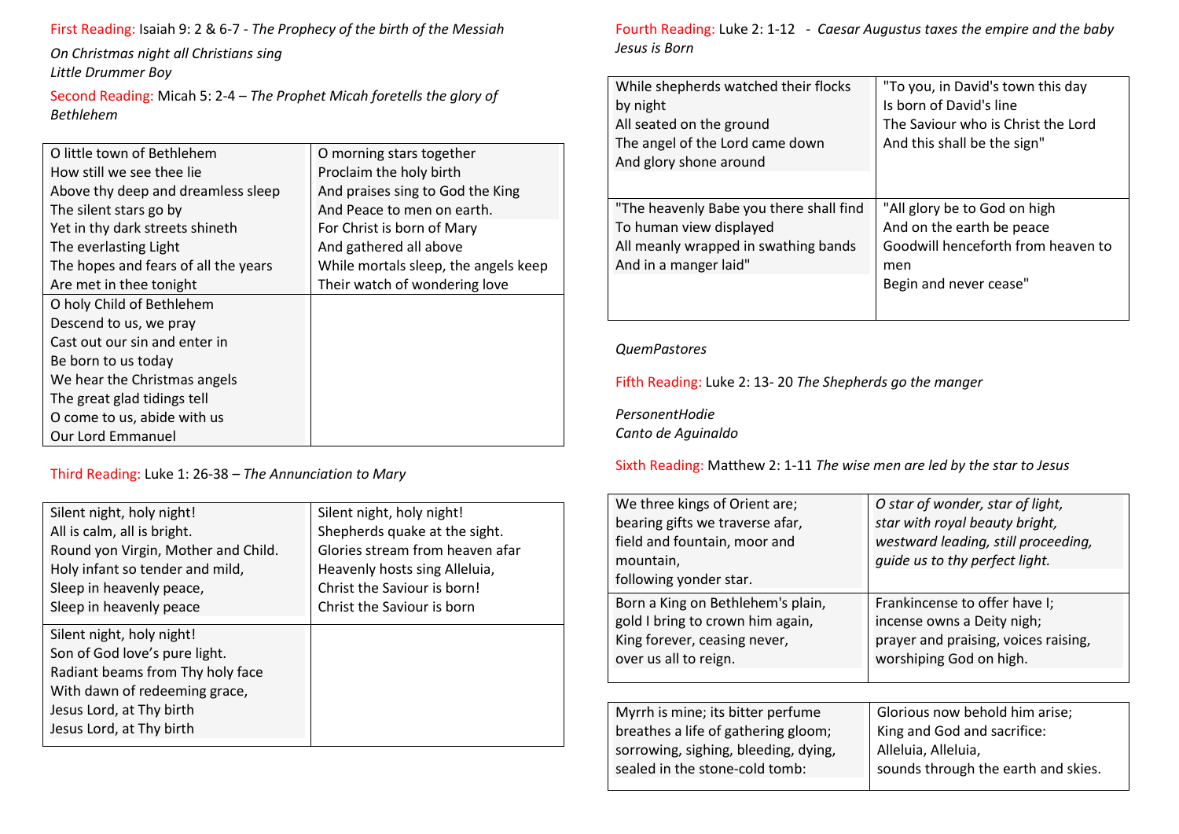First Reading: Isaiah 9: 2 & 6-7 - *The Prophecy of the birth of the Messiah*

*On Christmas night all Christians sing*
*Little Drummer Boy*

Second Reading: Micah 5: 2-4 – *The Prophet Micah foretells the glory of Bethlehem*

| | |
|---|---|
| O little town of Bethlehem<br>How still we see thee lie<br>Above thy deep and dreamless sleep<br>The silent stars go by<br>Yet in thy dark streets shineth<br>The everlasting Light<br>The hopes and fears of all the years<br>Are met in thee tonight | O morning stars together<br>Proclaim the holy birth<br>And praises sing to God the King<br>And Peace to men on earth.<br>For Christ is born of Mary<br>And gathered all above<br>While mortals sleep, the angels keep<br>Their watch of wondering love |
| O holy Child of Bethlehem<br>Descend to us, we pray<br>Cast out our sin and enter in<br>Be born to us today<br>We hear the Christmas angels<br>The great glad tidings tell<br>O come to us, abide with us<br>Our Lord Emmanuel | |

Third Reading: Luke 1: 26-38 – *The Annunciation to Mary*

| | |
|---|---|
| Silent night, holy night!<br>All is calm, all is bright.<br>Round yon Virgin, Mother and Child.<br>Holy infant so tender and mild,<br>Sleep in heavenly peace,<br>Sleep in heavenly peace | Silent night, holy night!<br>Shepherds quake at the sight.<br>Glories stream from heaven afar<br>Heavenly hosts sing Alleluia,<br>Christ the Saviour is born!<br>Christ the Saviour is born |
| Silent night, holy night!<br>Son of God love's pure light.<br>Radiant beams from Thy holy face<br>With dawn of redeeming grace,<br>Jesus Lord, at Thy birth<br>Jesus Lord, at Thy birth | |

Fourth Reading: Luke 2: 1-12 - *Caesar Augustus taxes the empire and the baby Jesus is Born*

| | |
|---|---|
| While shepherds watched their flocks by night<br>All seated on the ground<br>The angel of the Lord came down<br>And glory shone around | "To you, in David's town this day<br>Is born of David's line<br>The Saviour who is Christ the Lord<br>And this shall be the sign" |
| "The heavenly Babe you there shall find<br>To human view displayed<br>All meanly wrapped in swathing bands<br>And in a manger laid" | "All glory be to God on high<br>And on the earth be peace<br>Goodwill henceforth from heaven to men<br>Begin and never cease" |

*QuemPastores*

Fifth Reading: Luke 2: 13- 20 *The Shepherds go the manger*

*PersonentHodie*
*Canto de Aguinaldo*

Sixth Reading: Matthew 2: 1-11 *The wise men are led by the star to Jesus*

| | |
|---|---|
| We three kings of Orient are;<br>bearing gifts we traverse afar,<br>field and fountain, moor and mountain,<br>following yonder star. | *O star of wonder, star of light,*<br>*star with royal beauty bright,*<br>*westward leading, still proceeding,*<br>*guide us to thy perfect light.* |
| Born a King on Bethlehem's plain,<br>gold I bring to crown him again,<br>King forever, ceasing never,<br>over us all to reign. | Frankincense to offer have I;<br>incense owns a Deity nigh;<br>prayer and praising, voices raising,<br>worshiping God on high. |

| | |
|---|---|
| Myrrh is mine; its bitter perfume<br>breathes a life of gathering gloom;<br>sorrowing, sighing, bleeding, dying,<br>sealed in the stone-cold tomb: | Glorious now behold him arise;<br>King and God and sacrifice:<br>Alleluia, Alleluia,<br>sounds through the earth and skies. |